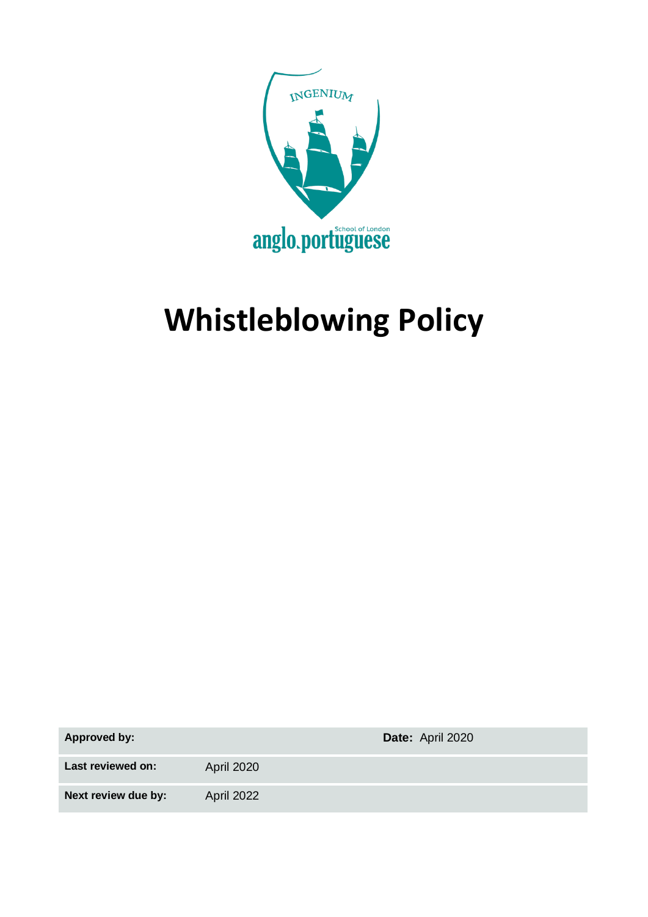INGENIUM

anglo.portuguese School of London

# Whistleblowing Policy

| | | |
|---|---|---|
| **Approved by:** | | **Date:** April 2020 |
| **Last reviewed on:** | April 2020 | |
| **Next review due by:** | April 2022 | |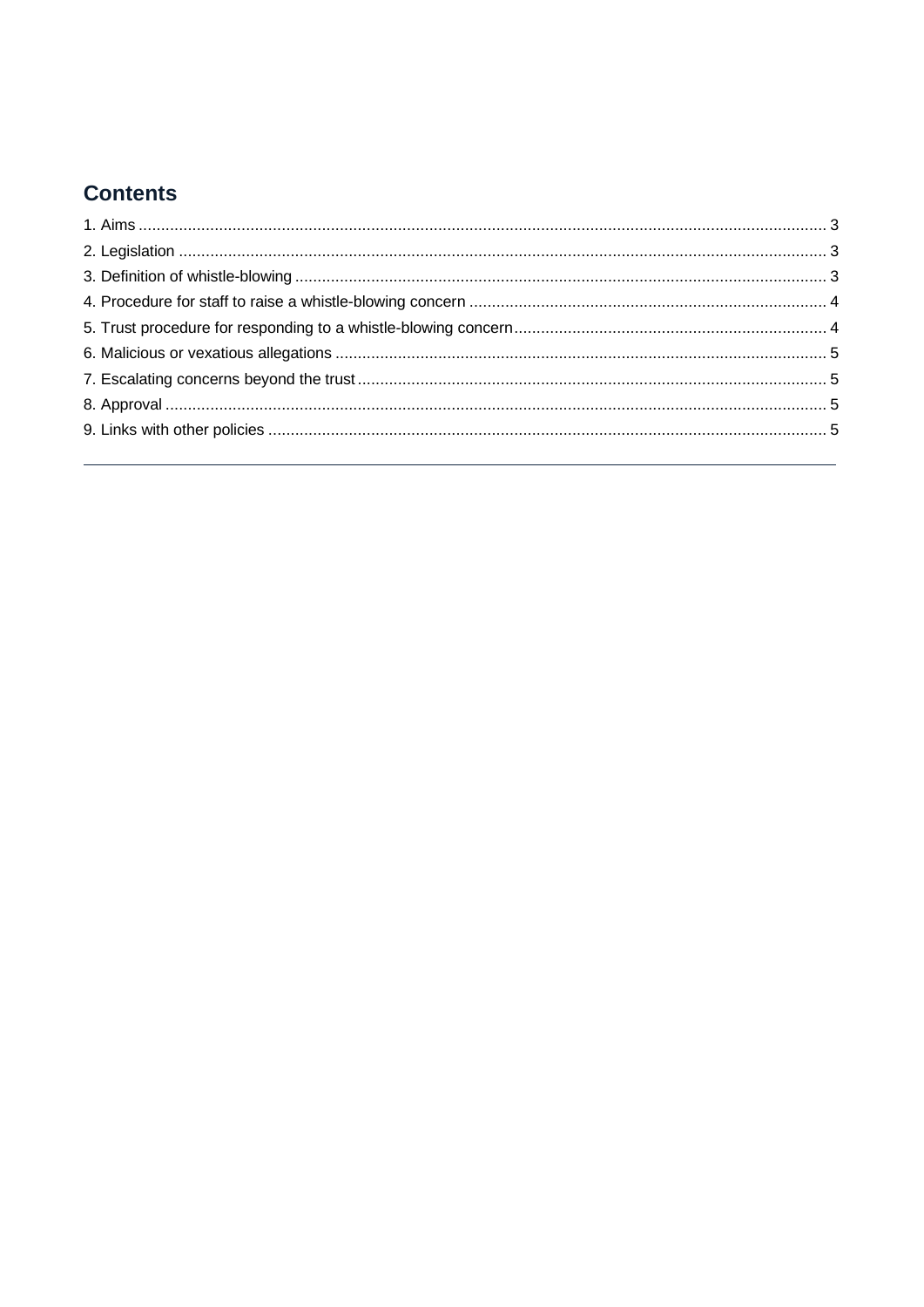## Contents

1. Aims ..... 3
2. Legislation ..... 3
3. Definition of whistle-blowing ..... 3
4. Procedure for staff to raise a whistle-blowing concern ..... 4
5. Trust procedure for responding to a whistle-blowing concern ..... 4
6. Malicious or vexatious allegations ..... 5
7. Escalating concerns beyond the trust ..... 5
8. Approval ..... 5
9. Links with other policies ..... 5

---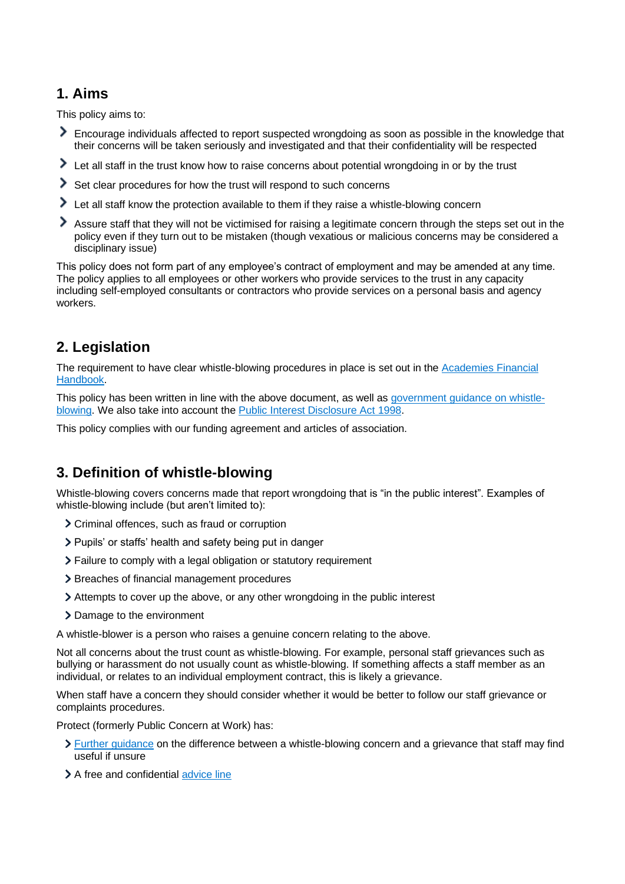## 1. Aims

This policy aims to:

- Encourage individuals affected to report suspected wrongdoing as soon as possible in the knowledge that their concerns will be taken seriously and investigated and that their confidentiality will be respected
- Let all staff in the trust know how to raise concerns about potential wrongdoing in or by the trust
- Set clear procedures for how the trust will respond to such concerns
- Let all staff know the protection available to them if they raise a whistle-blowing concern
- Assure staff that they will not be victimised for raising a legitimate concern through the steps set out in the policy even if they turn out to be mistaken (though vexatious or malicious concerns may be considered a disciplinary issue)

This policy does not form part of any employee's contract of employment and may be amended at any time. The policy applies to all employees or other workers who provide services to the trust in any capacity including self-employed consultants or contractors who provide services on a personal basis and agency workers.

## 2. Legislation

The requirement to have clear whistle-blowing procedures in place is set out in the Academies Financial Handbook.

This policy has been written in line with the above document, as well as government guidance on whistle-blowing. We also take into account the Public Interest Disclosure Act 1998.

This policy complies with our funding agreement and articles of association.

## 3. Definition of whistle-blowing

Whistle-blowing covers concerns made that report wrongdoing that is "in the public interest". Examples of whistle-blowing include (but aren't limited to):

- Criminal offences, such as fraud or corruption
- Pupils' or staffs' health and safety being put in danger
- Failure to comply with a legal obligation or statutory requirement
- Breaches of financial management procedures
- Attempts to cover up the above, or any other wrongdoing in the public interest
- Damage to the environment

A whistle-blower is a person who raises a genuine concern relating to the above.

Not all concerns about the trust count as whistle-blowing. For example, personal staff grievances such as bullying or harassment do not usually count as whistle-blowing. If something affects a staff member as an individual, or relates to an individual employment contract, this is likely a grievance.

When staff have a concern they should consider whether it would be better to follow our staff grievance or complaints procedures.

Protect (formerly Public Concern at Work) has:

- Further guidance on the difference between a whistle-blowing concern and a grievance that staff may find useful if unsure
- A free and confidential advice line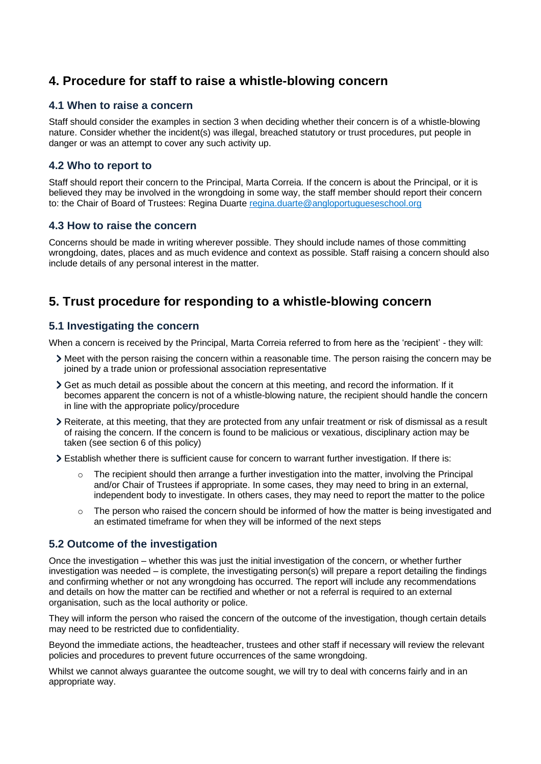## 4. Procedure for staff to raise a whistle-blowing concern

### 4.1 When to raise a concern

Staff should consider the examples in section 3 when deciding whether their concern is of a whistle-blowing nature. Consider whether the incident(s) was illegal, breached statutory or trust procedures, put people in danger or was an attempt to cover any such activity up.

### 4.2 Who to report to

Staff should report their concern to the Principal, Marta Correia. If the concern is about the Principal, or it is believed they may be involved in the wrongdoing in some way, the staff member should report their concern to: the Chair of Board of Trustees: Regina Duarte [regina.duarte@angloportugueseschool.org](mailto:regina.duarte@angloportugueseschool.org)

### 4.3 How to raise the concern

Concerns should be made in writing wherever possible. They should include names of those committing wrongdoing, dates, places and as much evidence and context as possible. Staff raising a concern should also include details of any personal interest in the matter.

## 5. Trust procedure for responding to a whistle-blowing concern

### 5.1 Investigating the concern

When a concern is received by the Principal, Marta Correia referred to from here as the 'recipient' - they will:

- Meet with the person raising the concern within a reasonable time. The person raising the concern may be joined by a trade union or professional association representative
- Get as much detail as possible about the concern at this meeting, and record the information. If it becomes apparent the concern is not of a whistle-blowing nature, the recipient should handle the concern in line with the appropriate policy/procedure
- Reiterate, at this meeting, that they are protected from any unfair treatment or risk of dismissal as a result of raising the concern. If the concern is found to be malicious or vexatious, disciplinary action may be taken (see section 6 of this policy)
- Establish whether there is sufficient cause for concern to warrant further investigation. If there is:
    - The recipient should then arrange a further investigation into the matter, involving the Principal and/or Chair of Trustees if appropriate. In some cases, they may need to bring in an external, independent body to investigate. In others cases, they may need to report the matter to the police
    - The person who raised the concern should be informed of how the matter is being investigated and an estimated timeframe for when they will be informed of the next steps

### 5.2 Outcome of the investigation

Once the investigation – whether this was just the initial investigation of the concern, or whether further investigation was needed – is complete, the investigating person(s) will prepare a report detailing the findings and confirming whether or not any wrongdoing has occurred. The report will include any recommendations and details on how the matter can be rectified and whether or not a referral is required to an external organisation, such as the local authority or police.

They will inform the person who raised the concern of the outcome of the investigation, though certain details may need to be restricted due to confidentiality.

Beyond the immediate actions, the headteacher, trustees and other staff if necessary will review the relevant policies and procedures to prevent future occurrences of the same wrongdoing.

Whilst we cannot always guarantee the outcome sought, we will try to deal with concerns fairly and in an appropriate way.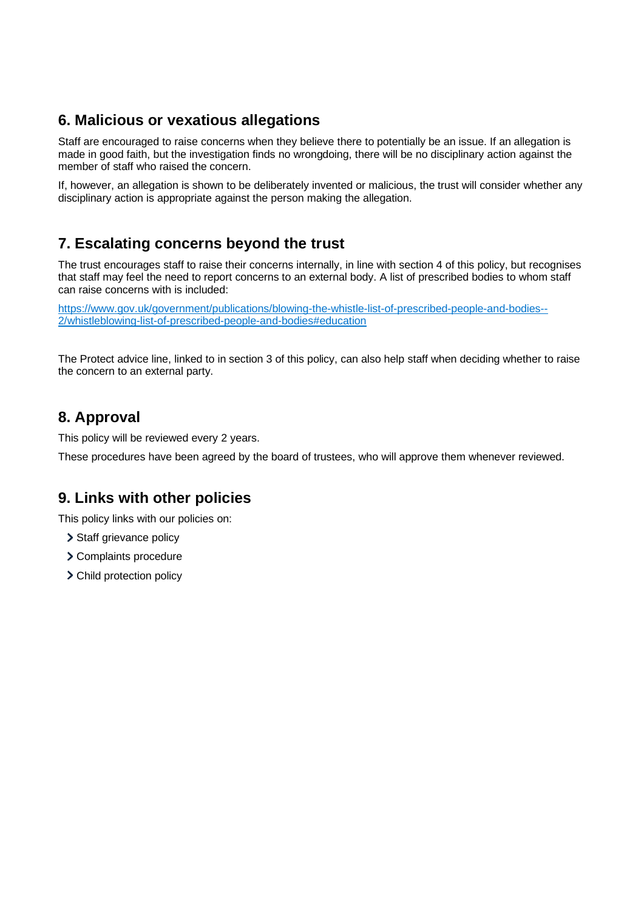## 6. Malicious or vexatious allegations

Staff are encouraged to raise concerns when they believe there to potentially be an issue. If an allegation is made in good faith, but the investigation finds no wrongdoing, there will be no disciplinary action against the member of staff who raised the concern.

If, however, an allegation is shown to be deliberately invented or malicious, the trust will consider whether any disciplinary action is appropriate against the person making the allegation.

## 7. Escalating concerns beyond the trust

The trust encourages staff to raise their concerns internally, in line with section 4 of this policy, but recognises that staff may feel the need to report concerns to an external body. A list of prescribed bodies to whom staff can raise concerns with is included:

[https://www.gov.uk/government/publications/blowing-the-whistle-list-of-prescribed-people-and-bodies--2/whistleblowing-list-of-prescribed-people-and-bodies#education](https://www.gov.uk/government/publications/blowing-the-whistle-list-of-prescribed-people-and-bodies--2/whistleblowing-list-of-prescribed-people-and-bodies#education)

The Protect advice line, linked to in section 3 of this policy, can also help staff when deciding whether to raise the concern to an external party.

## 8. Approval

This policy will be reviewed every 2 years.

These procedures have been agreed by the board of trustees, who will approve them whenever reviewed.

## 9. Links with other policies

This policy links with our policies on:

- Staff grievance policy
- Complaints procedure
- Child protection policy